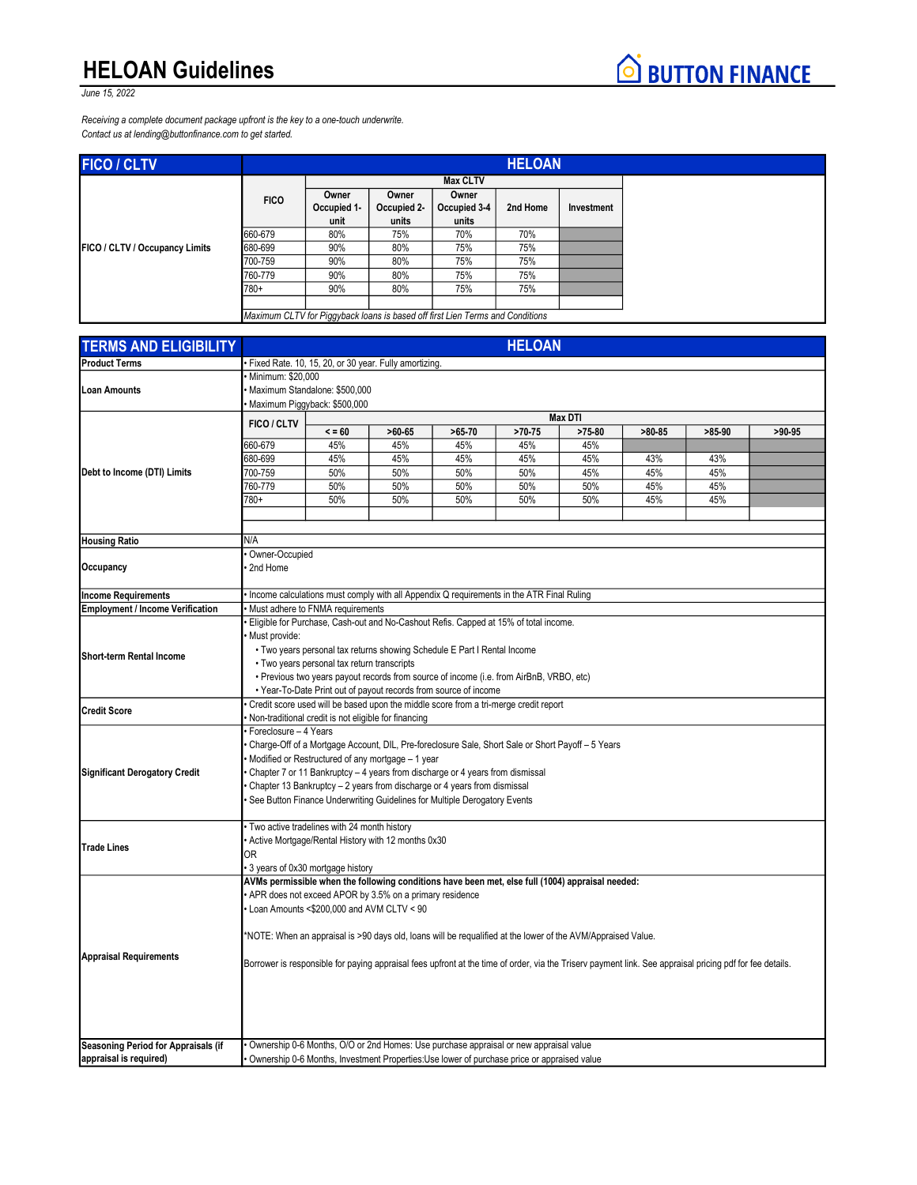# HEELOAN Guidelines

BUTTON FINANCE

*June 15, 2022*

*Receiving a complete document package upfront is the key to a one-touch underwrite.*
*Contact us at lending@buttonfinance.com to get started.*

## FICO / CLTV — HELOAN

**FICO / CLTV / Occupancy Limits**

| FICO | Max CLTV | | | | |
|---|---|---|---|---|---|
| | Owner Occupied 1-unit | Owner Occupied 2-units | Owner Occupied 3-4 units | 2nd Home | Investment |
| 660-679 | 80% | 75% | 70% | 70% | |
| 680-699 | 90% | 80% | 75% | 75% | |
| 700-759 | 90% | 80% | 75% | 75% | |
| 760-779 | 90% | 80% | 75% | 75% | |
| 780+ | 90% | 80% | 75% | 75% | |

*Maximum CLTV for Piggyback loans is based off first Lien Terms and Conditions*

## TERMS AND ELIGIBILITY — HELOAN

**Product Terms**
- Fixed Rate. 10, 15, 20, or 30 year. Fully amortizing.

**Loan Amounts**
- Minimum: $20,000
- Maximum Standalone: $500,000
- Maximum Piggyback: $500,000

**Debt to Income (DTI) Limits**

| FICO / CLTV | Max DTI | | | | | | | |
|---|---|---|---|---|---|---|---|---|
| | < = 60 | >60-65 | >65-70 | >70-75 | >75-80 | >80-85 | >85-90 | >90-95 |
| 660-679 | 45% | 45% | 45% | 45% | 45% | | | |
| 680-699 | 45% | 45% | 45% | 45% | 45% | 43% | 43% | |
| 700-759 | 50% | 50% | 50% | 50% | 45% | 45% | 45% | |
| 760-779 | 50% | 50% | 50% | 50% | 50% | 45% | 45% | |
| 780+ | 50% | 50% | 50% | 50% | 50% | 45% | 45% | |

**Housing Ratio**
N/A

**Occupancy**
- Owner-Occupied
- 2nd Home

**Income Requirements**
- Income calculations must comply with all Appendix Q requirements in the ATR Final Ruling

**Employment / Income Verification**
- Must adhere to FNMA requirements

**Short-term Rental Income**
- Eligible for Purchase, Cash-out and No-Cashout Refis. Capped at 15% of total income.
- Must provide:
  - Two years personal tax returns showing Schedule E Part I Rental Income
  - Two years personal tax return transcripts
  - Previous two years payout records from source of income (i.e. from AirBnB, VRBO, etc)
  - Year-To-Date Print out of payout records from source of income

**Credit Score**
- Credit score used will be based upon the middle score from a tri-merge credit report
- Non-traditional credit is not eligible for financing

**Significant Derogatory Credit**
- Foreclosure – 4 Years
- Charge-Off of a Mortgage Account, DIL, Pre-foreclosure Sale, Short Sale or Short Payoff – 5 Years
- Modified or Restructured of any mortgage – 1 year
- Chapter 7 or 11 Bankruptcy – 4 years from discharge or 4 years from dismissal
- Chapter 13 Bankruptcy – 2 years from discharge or 4 years from dismissal
- See Button Finance Underwriting Guidelines for Multiple Derogatory Events

**Trade Lines**
- Two active tradelines with 24 month history
- Active Mortgage/Rental History with 12 months 0x30

OR

- 3 years of 0x30 mortgage history

**Appraisal Requirements**

**AVMs permissible when the following conditions have been met, else full (1004) appraisal needed:**
- APR does not exceed APOR by 3.5% on a primary residence
- Loan Amounts <$200,000 and AVM CLTV < 90

*NOTE: When an appraisal is >90 days old, loans will be requalified at the lower of the AVM/Appraised Value.

Borrower is responsible for paying appraisal fees upfront at the time of order, via the Triserv payment link. See appraisal pricing pdf for fee details.

**Seasoning Period for Appraisals (if appraisal is required)**
- Ownership 0-6 Months, O/O or 2nd Homes: Use purchase appraisal or new appraisal value
- Ownership 0-6 Months, Investment Properties:Use lower of purchase price or appraised value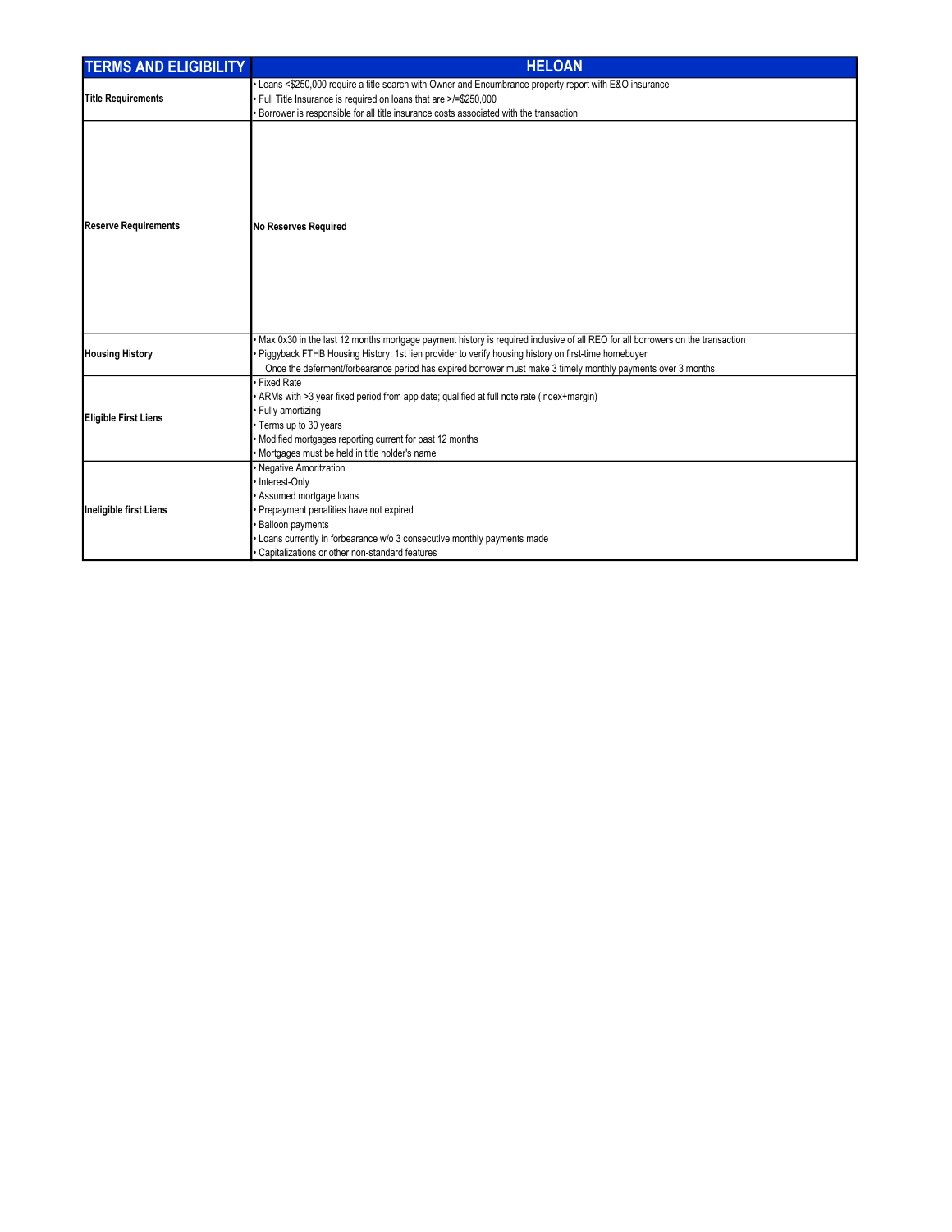| TERMS AND ELIGIBILITY | HELOAN |
|---|---|
| **Title Requirements** | • Loans <$250,000 require a title search with Owner and Encumbrance property report with E&O insurance<br>• Full Title Insurance is required on loans that are >/=$250,000<br>• Borrower is responsible for all title insurance costs associated with the transaction |
| **Reserve Requirements** | **No Reserves Required** |
| **Housing History** | • Max 0x30 in the last 12 months mortgage payment history is required inclusive of all REO for all borrowers on the transaction<br>• Piggyback FTHB Housing History: 1st lien provider to verify housing history on first-time homebuyer<br>Once the deferment/forbearance period has expired borrower must make 3 timely monthly payments over 3 months. |
| **Eligible First Liens** | • Fixed Rate<br>• ARMs with >3 year fixed period from app date; qualified at full note rate (index+margin)<br>• Fully amortizing<br>• Terms up to 30 years<br>• Modified mortgages reporting current for past 12 months<br>• Mortgages must be held in title holder's name |
| **Ineligible first Liens** | • Negative Amortization<br>• Interest-Only<br>• Assumed mortgage loans<br>• Prepayment penalities have not expired<br>• Balloon payments<br>• Loans currently in forbearance w/o 3 consecutive monthly payments made<br>• Capitalizations or other non-standard features |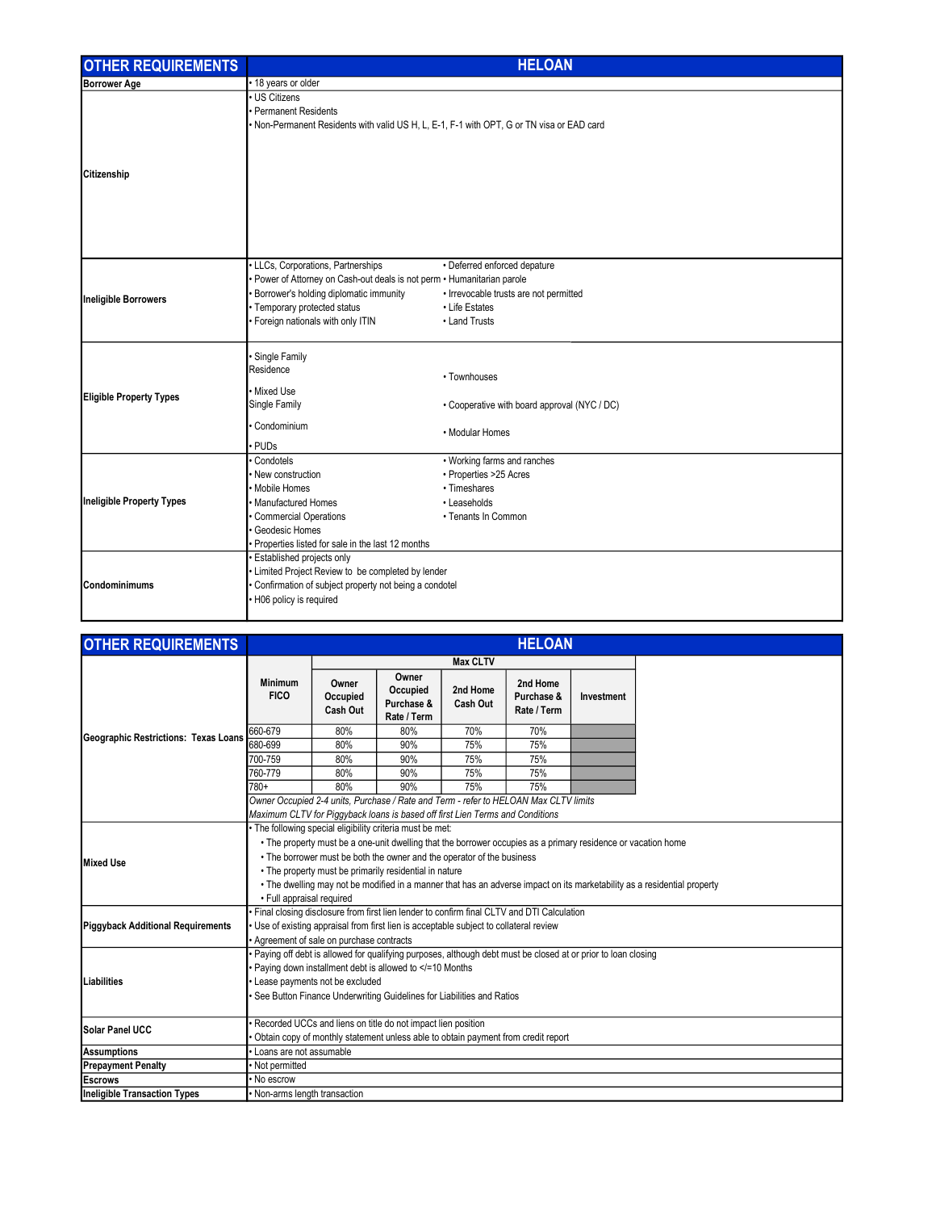| OTHER REQUIREMENTS | HELOAN |
|---|---|
| Borrower Age | • 18 years or older |
| Citizenship | • US Citizens<br>• Permanent Residents<br>• Non-Permanent Residents with valid US H, L, E-1, F-1 with OPT, G or TN visa or EAD card |
| Ineligible Borrowers | • LLCs, Corporations, Partnerships<br>• Power of Attorney on Cash-out deals is not perm<br>• Borrower's holding diplomatic immunity<br>• Temporary protected status<br>• Foreign nationals with only ITIN<br>• Deferred enforced depature<br>• Humanitarian parole<br>• Irrevocable trusts are not permitted<br>• Life Estates<br>• Land Trusts |
| Eligible Property Types | • Single Family Residence<br>• Mixed Use Single Family<br>• Condominium<br>• PUDs<br>• Townhouses<br>• Cooperative with board approval (NYC / DC)<br>• Modular Homes |
| Ineligible Property Types | • Condotels<br>• New construction<br>• Mobile Homes<br>• Manufactured Homes<br>• Commercial Operations<br>• Geodesic Homes<br>• Properties listed for sale in the last 12 months<br>• Working farms and ranches<br>• Properties >25 Acres<br>• Timeshares<br>• Leaseholds<br>• Tenants In Common |
| Condominimums | • Established projects only<br>• Limited Project Review to be completed by lender<br>• Confirmation of subject property not being a condotel<br>• H06 policy is required |

| OTHER REQUIREMENTS | HELOAN |
|---|---|
| Geographic Restrictions: Texas Loans | See table below |
| Mixed Use | • The following special eligibility criteria must be met:<br>• The property must be a one-unit dwelling that the borrower occupies as a primary residence or vacation home<br>• The borrower must be both the owner and the operator of the business<br>• The property must be primarily residential in nature<br>• The dwelling may not be modified in a manner that has an adverse impact on its marketability as a residential property<br>• Full appraisal required |
| Piggyback Additional Requirements | • Final closing disclosure from first lien lender to confirm final CLTV and DTI Calculation<br>• Use of existing appraisal from first lien is acceptable subject to collateral review<br>• Agreement of sale on purchase contracts |
| Liabilities | • Paying off debt is allowed for qualifying purposes, although debt must be closed at or prior to loan closing<br>• Paying down installment debt is allowed to </=10 Months<br>• Lease payments not be excluded<br>• See Button Finance Underwriting Guidelines for Liabilities and Ratios |
| Solar Panel UCC | • Recorded UCCs and liens on title do not impact lien position<br>• Obtain copy of monthly statement unless able to obtain payment from credit report |
| Assumptions | • Loans are not assumable |
| Prepayment Penalty | • Not permitted |
| Escrows | • No escrow |
| Ineligible Transaction Types | • Non-arms length transaction |

**Geographic Restrictions: Texas Loans**

| Minimum FICO | Max CLTV | | | | |
|---|---|---|---|---|---|
| | Owner Occupied Cash Out | Owner Occupied Purchase & Rate / Term | 2nd Home Cash Out | 2nd Home Purchase & Rate / Term | Investment |
| 660-679 | 80% | 80% | 70% | 70% | |
| 680-699 | 80% | 90% | 75% | 75% | |
| 700-759 | 80% | 90% | 75% | 75% | |
| 760-779 | 80% | 90% | 75% | 75% | |
| 780+ | 80% | 90% | 75% | 75% | |

*Owner Occupied 2-4 units, Purchase / Rate and Term - refer to HELOAN Max CLTV limits*

*Maximum CLTV for Piggyback loans is based off first Lien Terms and Conditions*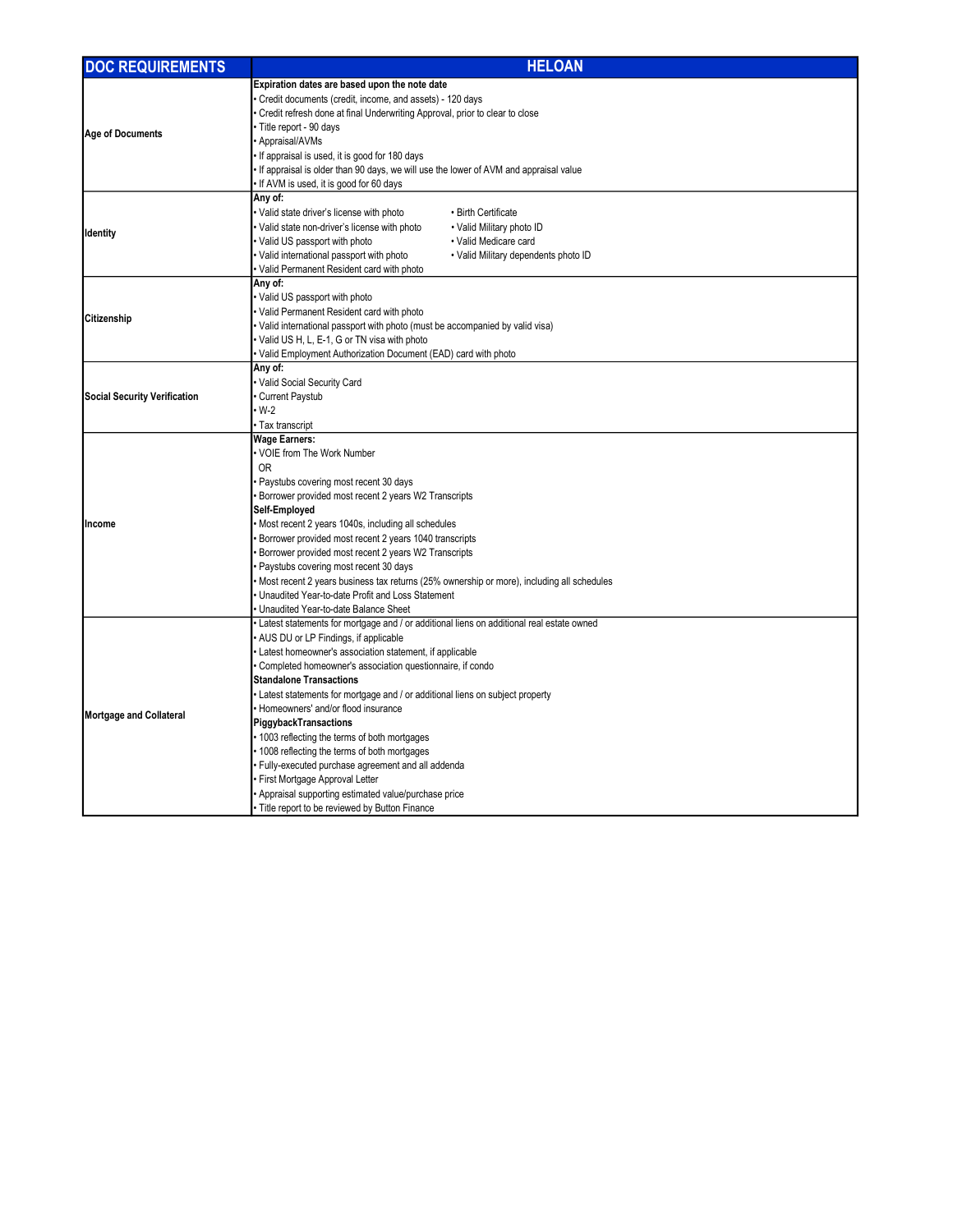| DOC REQUIREMENTS | HELOAN |
|---|---|
| Age of Documents | **Expiration dates are based upon the note date**<br>• Credit documents (credit, income, and assets) - 120 days<br>• Credit refresh done at final Underwriting Approval, prior to clear to close<br>• Title report - 90 days<br>• Appraisal/AVMs<br>• If appraisal is used, it is good for 180 days<br>• If appraisal is older than 90 days, we will use the lower of AVM and appraisal value<br>• If AVM is used, it is good for 60 days |
| Identity | **Any of:**<br>• Valid state driver's license with photo<br>• Valid state non-driver's license with photo<br>• Valid US passport with photo<br>• Valid international passport with photo<br>• Valid Permanent Resident card with photo<br>• Birth Certificate<br>• Valid Military photo ID<br>• Valid Medicare card<br>• Valid Military dependents photo ID |
| Citizenship | **Any of:**<br>• Valid US passport with photo<br>• Valid Permanent Resident card with photo<br>• Valid international passport with photo (must be accompanied by valid visa)<br>• Valid US H, L, E-1, G or TN visa with photo<br>• Valid Employment Authorization Document (EAD) card with photo |
| Social Security Verification | **Any of:**<br>• Valid Social Security Card<br>• Current Paystub<br>• W-2<br>• Tax transcript |
| Income | **Wage Earners:**<br>• VOIE from The Work Number<br>OR<br>• Paystubs covering most recent 30 days<br>• Borrower provided most recent 2 years W2 Transcripts<br>**Self-Employed**<br>• Most recent 2 years 1040s, including all schedules<br>• Borrower provided most recent 2 years 1040 transcripts<br>• Borrower provided most recent 2 years W2 Transcripts<br>• Paystubs covering most recent 30 days<br>• Most recent 2 years business tax returns (25% ownership or more), including all schedules<br>• Unaudited Year-to-date Profit and Loss Statement<br>• Unaudited Year-to-date Balance Sheet |
| Mortgage and Collateral | • Latest statements for mortgage and / or additional liens on additional real estate owned<br>• AUS DU or LP Findings, if applicable<br>• Latest homeowner's association statement, if applicable<br>• Completed homeowner's association questionnaire, if condo<br>**Standalone Transactions**<br>• Latest statements for mortgage and / or additional liens on subject property<br>• Homeowners' and/or flood insurance<br>**PiggybackTransactions**<br>• 1003 reflecting the terms of both mortgages<br>• 1008 reflecting the terms of both mortgages<br>• Fully-executed purchase agreement and all addenda<br>• First Mortgage Approval Letter<br>• Appraisal supporting estimated value/purchase price<br>• Title report to be reviewed by Button Finance |